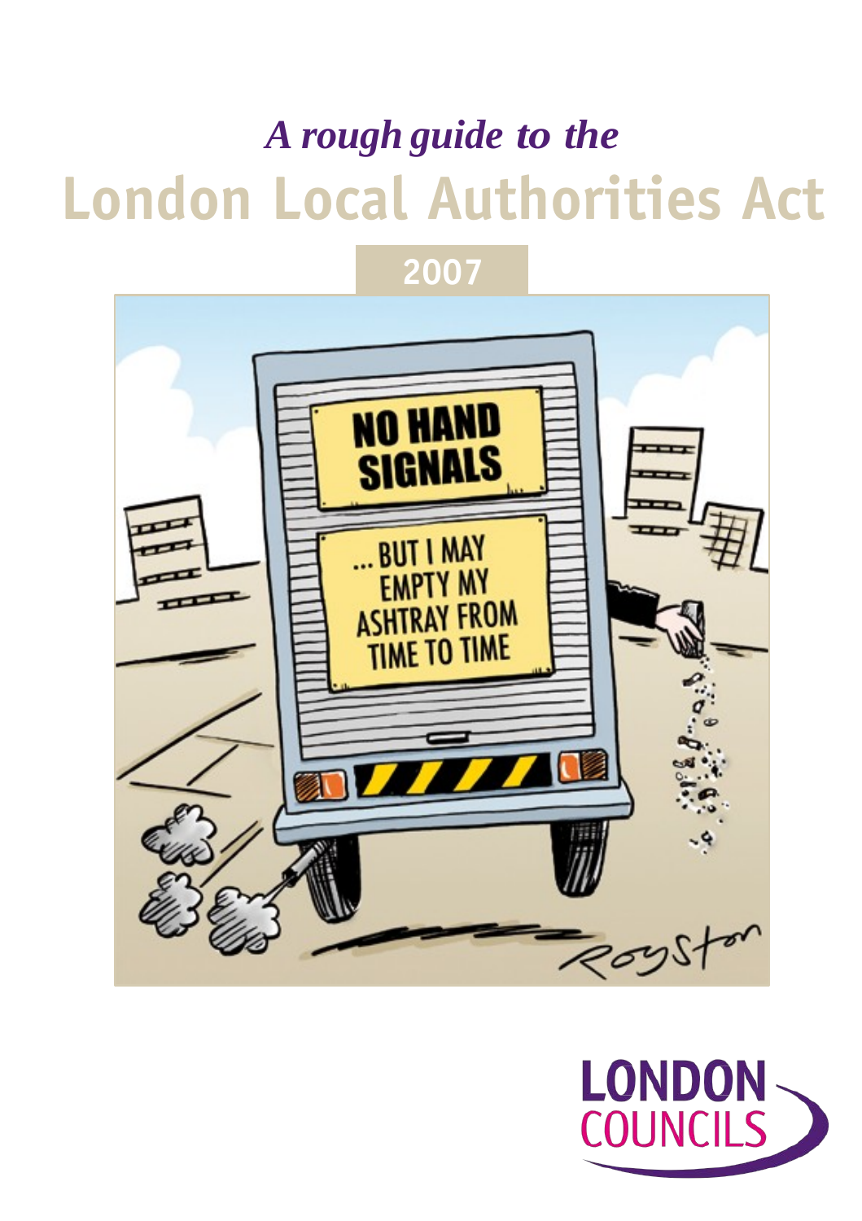*A rough guide to the*

# London Local Authorities Act

## 2007

LONDON COUNCILS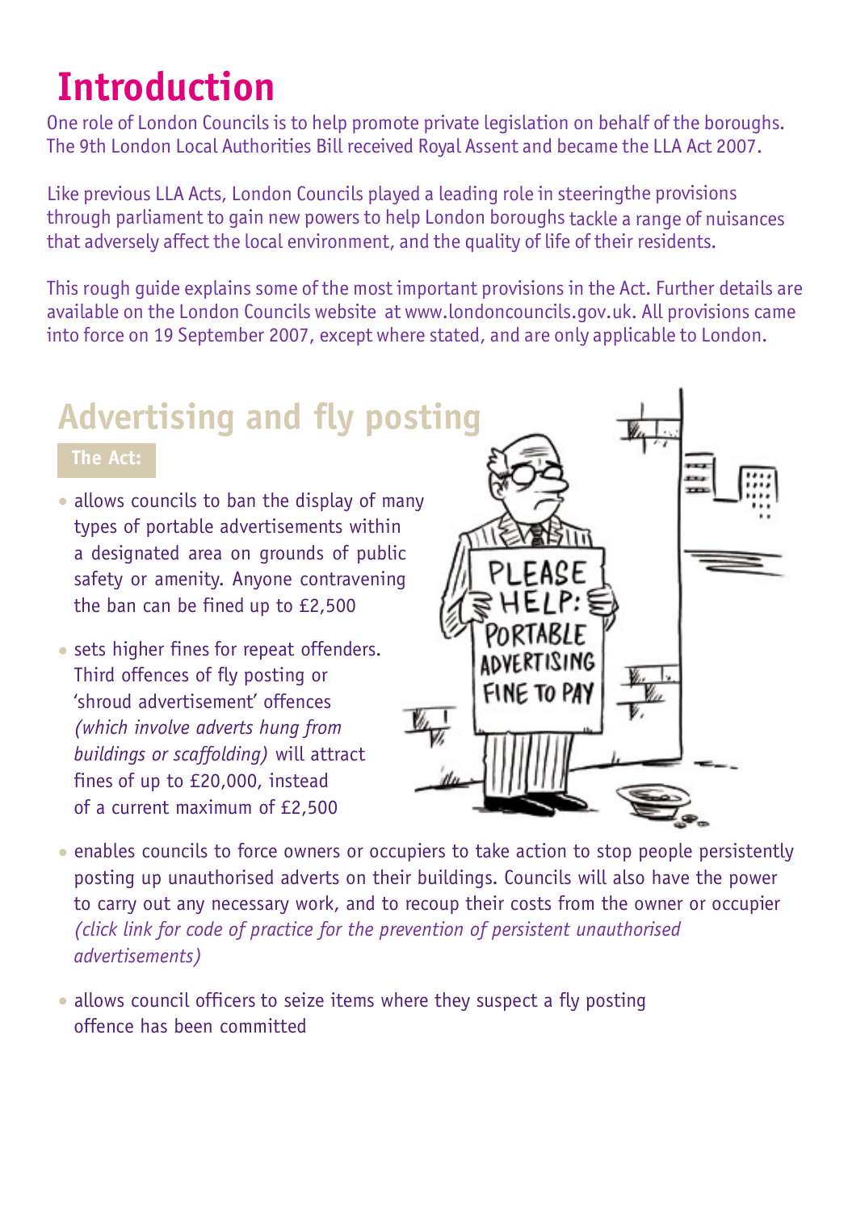# Introduction

One role of London Councils is to help promote private legislation on behalf of the boroughs. The 9th London Local Authorities Bill received Royal Assent and became the LLA Act 2007.

Like previous LLA Acts, London Councils played a leading role in steeringthe provisions through parliament to gain new powers to help London boroughs tackle a range of nuisances that adversely affect the local environment, and the quality of life of their residents.

This rough guide explains some of the most important provisions in the Act. Further details are available on the London Councils website at www.londoncouncils.gov.uk. All provisions came into force on 19 September 2007, except where stated, and are only applicable to London.

## Advertising and fly posting

**The Act:**

- allows councils to ban the display of many types of portable advertisements within a designated area on grounds of public safety or amenity. Anyone contravening the ban can be fined up to £2,500
- sets higher fines for repeat offenders. Third offences of fly posting or 'shroud advertisement' offences *(which involve adverts hung from buildings or scaffolding)* will attract fines of up to £20,000, instead of a current maximum of £2,500
- enables councils to force owners or occupiers to take action to stop people persistently posting up unauthorised adverts on their buildings. Councils will also have the power to carry out any necessary work, and to recoup their costs from the owner or occupier *(click link for code of practice for the prevention of persistent unauthorised advertisements)*
- allows council officers to seize items where they suspect a fly posting offence has been committed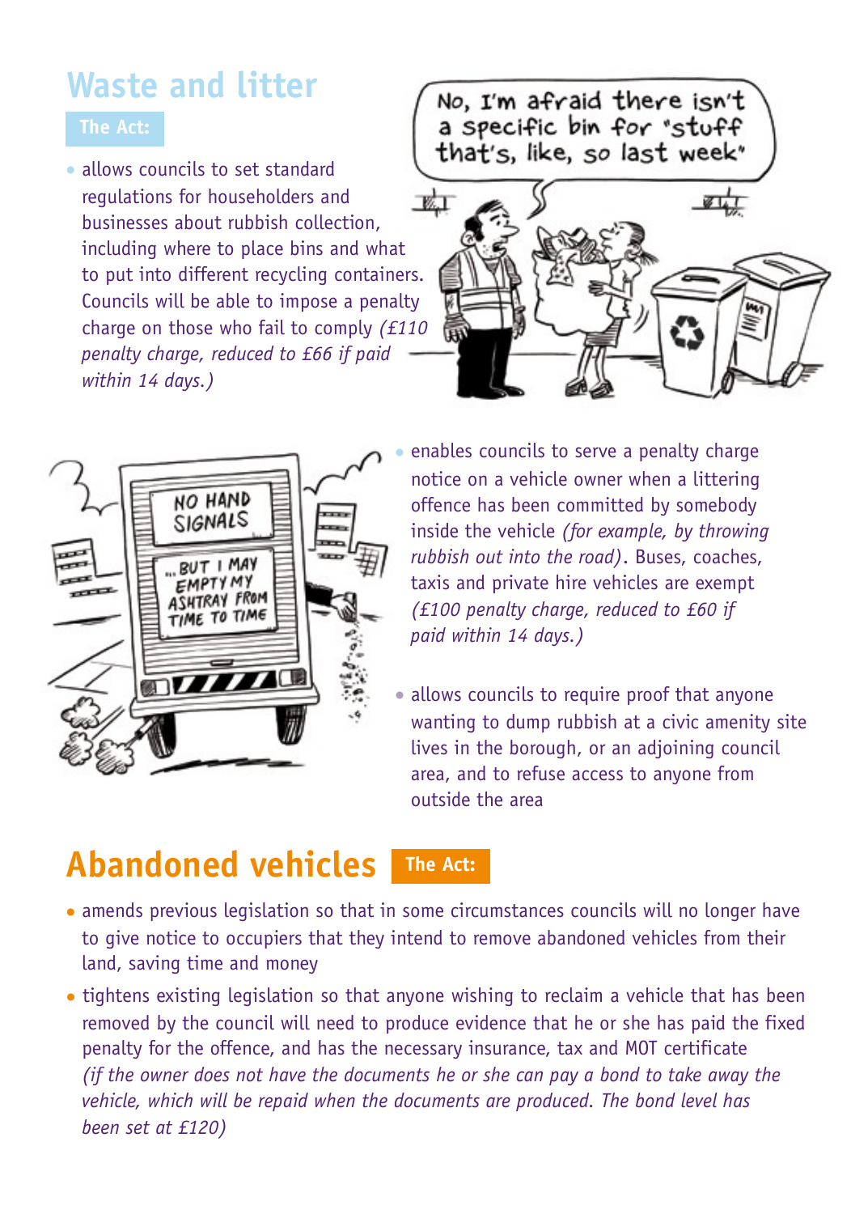## Waste and litter

**The Act:**

- allows councils to set standard regulations for householders and businesses about rubbish collection, including where to place bins and what to put into different recycling containers. Councils will be able to impose a penalty charge on those who fail to comply *(£110 penalty charge, reduced to £66 if paid within 14 days.)*
- enables councils to serve a penalty charge notice on a vehicle owner when a littering offence has been committed by somebody inside the vehicle *(for example, by throwing rubbish out into the road)*. Buses, coaches, taxis and private hire vehicles are exempt *(£100 penalty charge, reduced to £60 if paid within 14 days.)*
- allows councils to require proof that anyone wanting to dump rubbish at a civic amenity site lives in the borough, or an adjoining council area, and to refuse access to anyone from outside the area

## Abandoned vehicles

**The Act:**

- amends previous legislation so that in some circumstances councils will no longer have to give notice to occupiers that they intend to remove abandoned vehicles from their land, saving time and money
- tightens existing legislation so that anyone wishing to reclaim a vehicle that has been removed by the council will need to produce evidence that he or she has paid the fixed penalty for the offence, and has the necessary insurance, tax and MOT certificate *(if the owner does not have the documents he or she can pay a bond to take away the vehicle, which will be repaid when the documents are produced. The bond level has been set at £120)*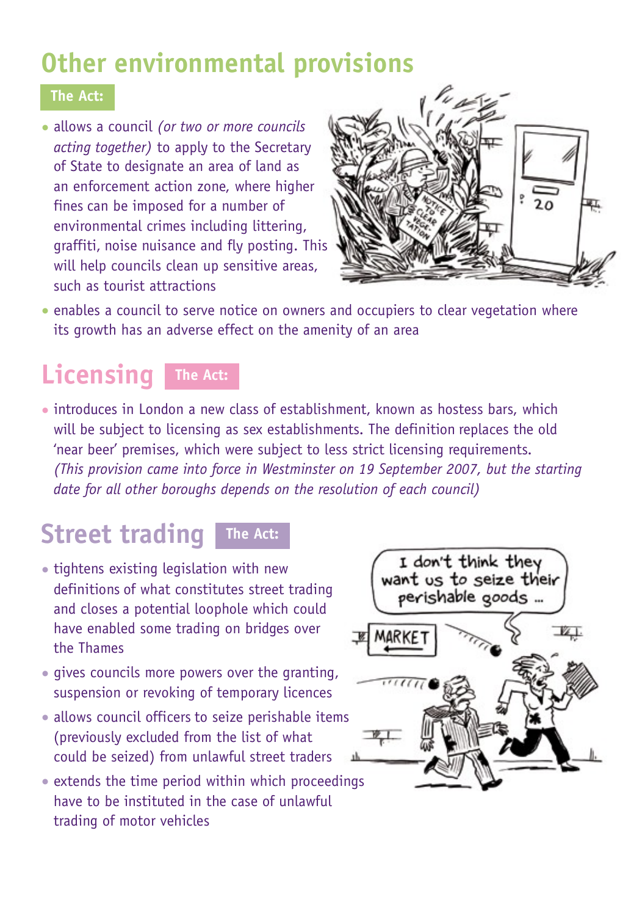# Other environmental provisions

**The Act:**

- allows a council *(or two or more councils acting together)* to apply to the Secretary of State to designate an area of land as an enforcement action zone, where higher fines can be imposed for a number of environmental crimes including littering, graffiti, noise nuisance and fly posting. This will help councils clean up sensitive areas, such as tourist attractions
- enables a council to serve notice on owners and occupiers to clear vegetation where its growth has an adverse effect on the amenity of an area

# Licensing

**The Act:**

- introduces in London a new class of establishment, known as hostess bars, which will be subject to licensing as sex establishments. The definition replaces the old 'near beer' premises, which were subject to less strict licensing requirements. *(This provision came into force in Westminster on 19 September 2007, but the starting date for all other boroughs depends on the resolution of each council)*

# Street trading

**The Act:**

- tightens existing legislation with new definitions of what constitutes street trading and closes a potential loophole which could have enabled some trading on bridges over the Thames
- gives councils more powers over the granting, suspension or revoking of temporary licences
- allows council officers to seize perishable items (previously excluded from the list of what could be seized) from unlawful street traders
- extends the time period within which proceedings have to be instituted in the case of unlawful trading of motor vehicles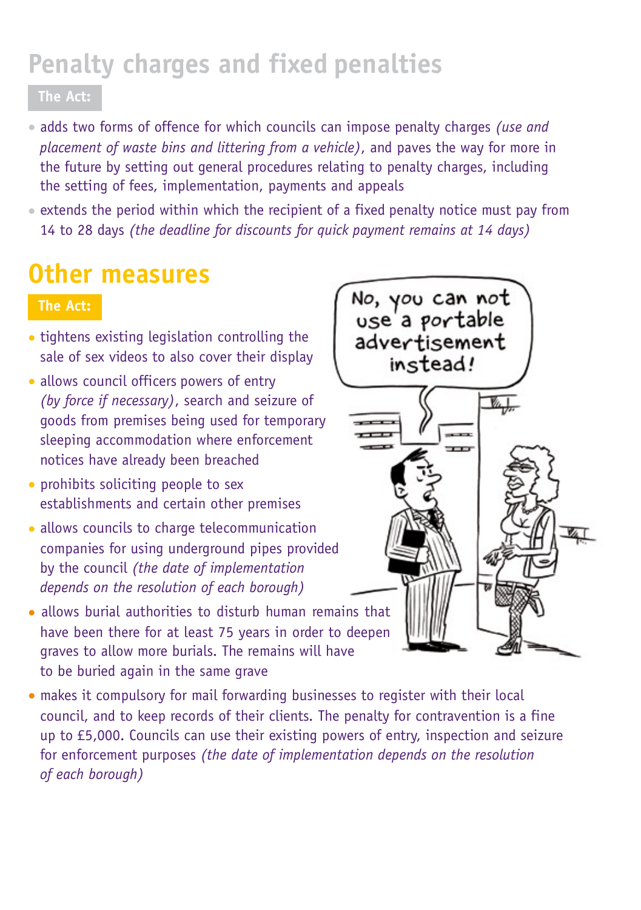## Penalty charges and fixed penalties

**The Act:**

- adds two forms of offence for which councils can impose penalty charges *(use and placement of waste bins and littering from a vehicle)*, and paves the way for more in the future by setting out general procedures relating to penalty charges, including the setting of fees, implementation, payments and appeals
- extends the period within which the recipient of a fixed penalty notice must pay from 14 to 28 days *(the deadline for discounts for quick payment remains at 14 days)*

## Other measures

**The Act:**

- tightens existing legislation controlling the sale of sex videos to also cover their display
- allows council officers powers of entry *(by force if necessary)*, search and seizure of goods from premises being used for temporary sleeping accommodation where enforcement notices have already been breached
- prohibits soliciting people to sex establishments and certain other premises
- allows councils to charge telecommunication companies for using underground pipes provided by the council *(the date of implementation depends on the resolution of each borough)*
- allows burial authorities to disturb human remains that have been there for at least 75 years in order to deepen graves to allow more burials. The remains will have to be buried again in the same grave
- makes it compulsory for mail forwarding businesses to register with their local council, and to keep records of their clients. The penalty for contravention is a fine up to £5,000. Councils can use their existing powers of entry, inspection and seizure for enforcement purposes *(the date of implementation depends on the resolution of each borough)*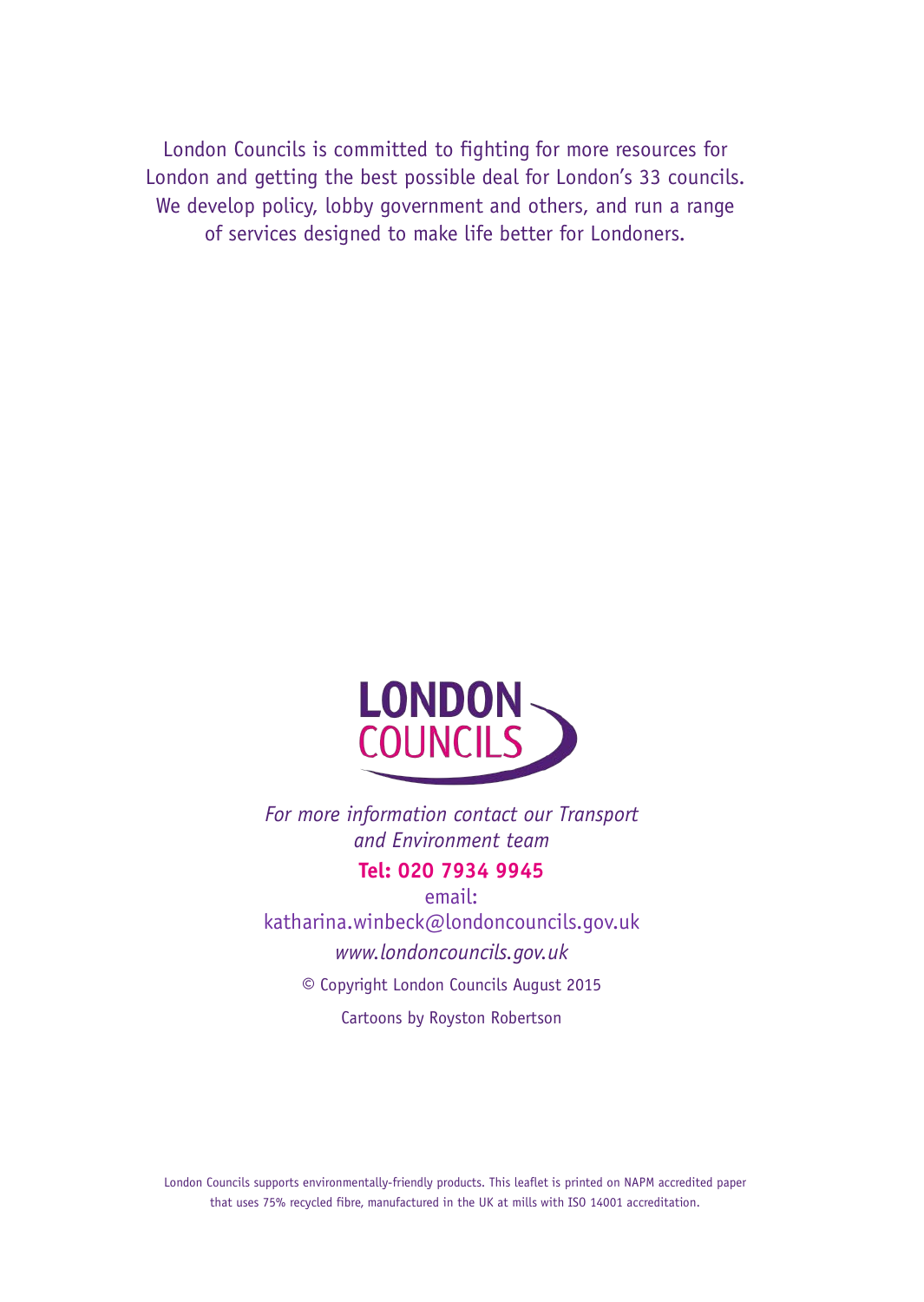London Councils is committed to fighting for more resources for London and getting the best possible deal for London's 33 councils. We develop policy, lobby government and others, and run a range of services designed to make life better for Londoners.

LONDON COUNCILS

*For more information contact our Transport and Environment team*

**Tel: 020 7934 9945**

email:
katharina.winbeck@londoncouncils.gov.uk

*www.londoncouncils.gov.uk*

© Copyright London Councils August 2015

Cartoons by Royston Robertson

London Councils supports environmentally-friendly products. This leaflet is printed on NAPM accredited paper that uses 75% recycled fibre, manufactured in the UK at mills with ISO 14001 accreditation.